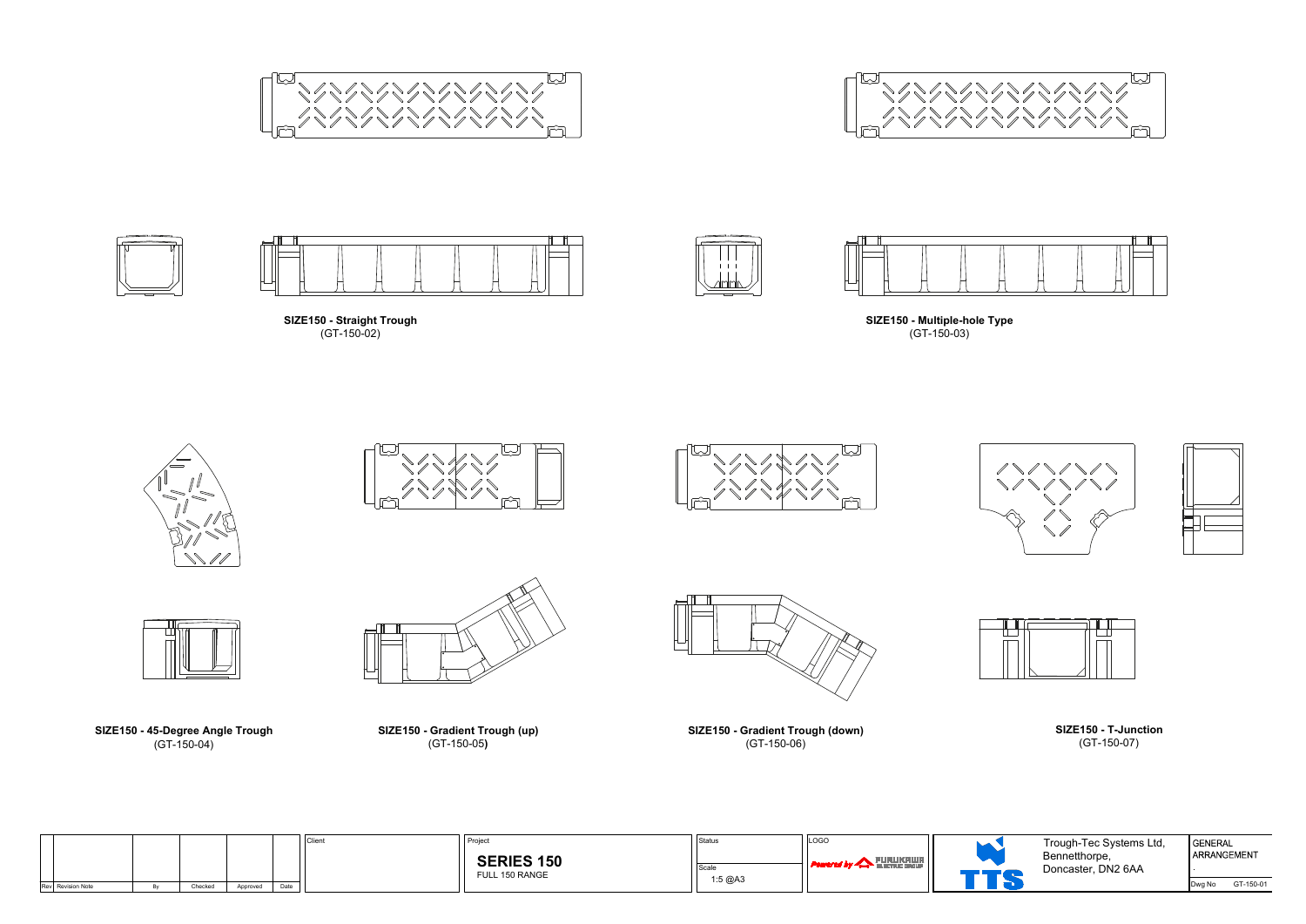SIZE150 - Straight Trough
(GT-150-02)

SIZE150 - Multiple-hole Type
(GT-150-03)

SIZE150 - 45-Degree Angle Trough
(GT-150-04)

SIZE150 - Gradient Trough (up)
(GT-150-05)

SIZE150 - Gradient Trough (down)
(GT-150-06)

SIZE150 - T-Junction
(GT-150-07)

| Rev | Revision Note | By | Checked | Approved | Date | Client | Project | Status | LOGO | | | |
|---|---|---|---|---|---|---|---|---|---|---|---|---|
| | | | | | | | **SERIES 150** FULL 150 RANGE | Scale 1:5 @A3 | Powered by FURUKAWA ELECTRIC GROUP | TTS | Trough-Tec Systems Ltd, Bennetthorpe, Doncaster, DN2 6AA | GENERAL ARRANGEMENT Dwg No GT-150-01 |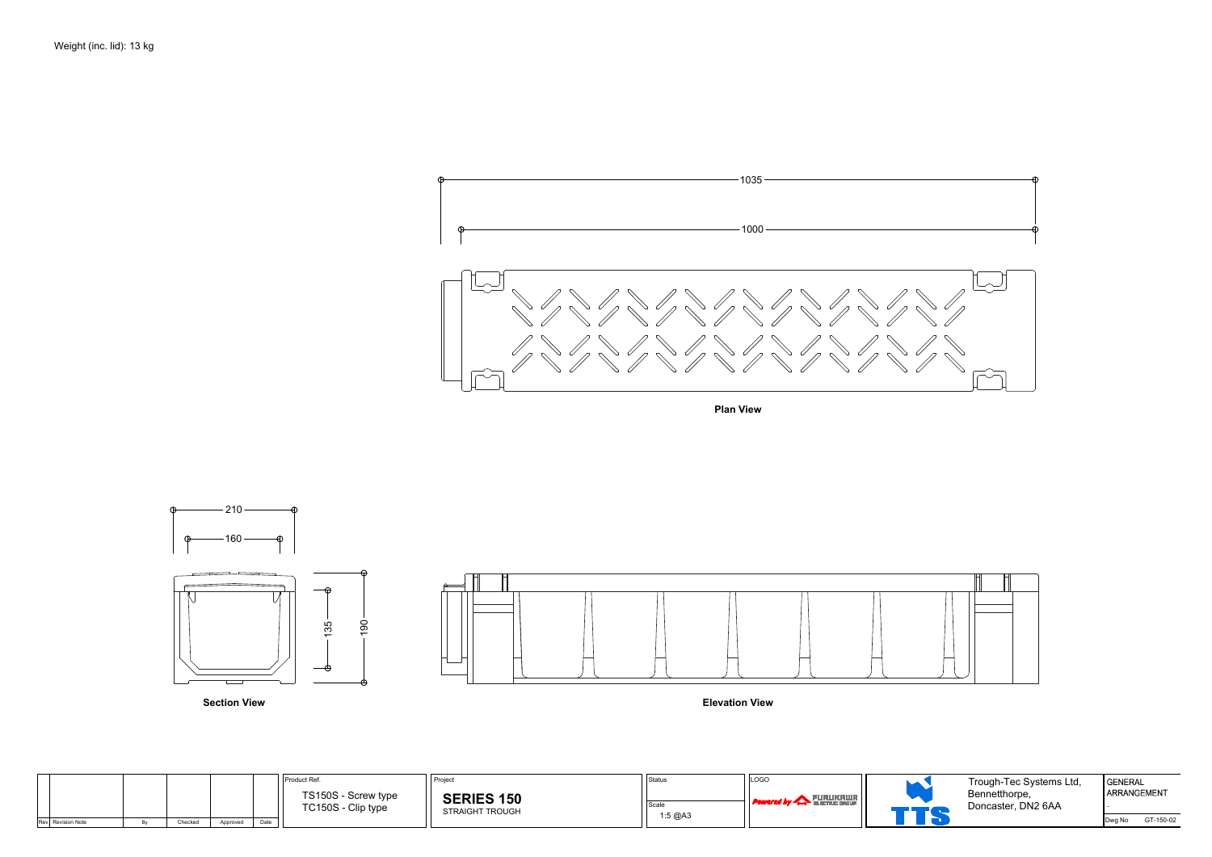Weight (inc. lid): 13 kg

1035

1000

**Plan View**

210

160

135

190

**Section View**

**Elevation View**

| Rev | Revision Note | By | Checked | Approved | Date |
|---|---|---|---|---|---|

Product Ref.
TS150S - Screw type
TC150S - Clip type

Project
**SERIES 150**
STRAIGHT TROUGH

Status

Scale
1:5 @A3

LOGO
Powered by FURUKAWA ELECTRIC GROUP

TTS

Trough-Tec Systems Ltd,
Bennetthorpe,
Doncaster, DN2 6AA

GENERAL ARRANGEMENT

Dwg No GT-150-02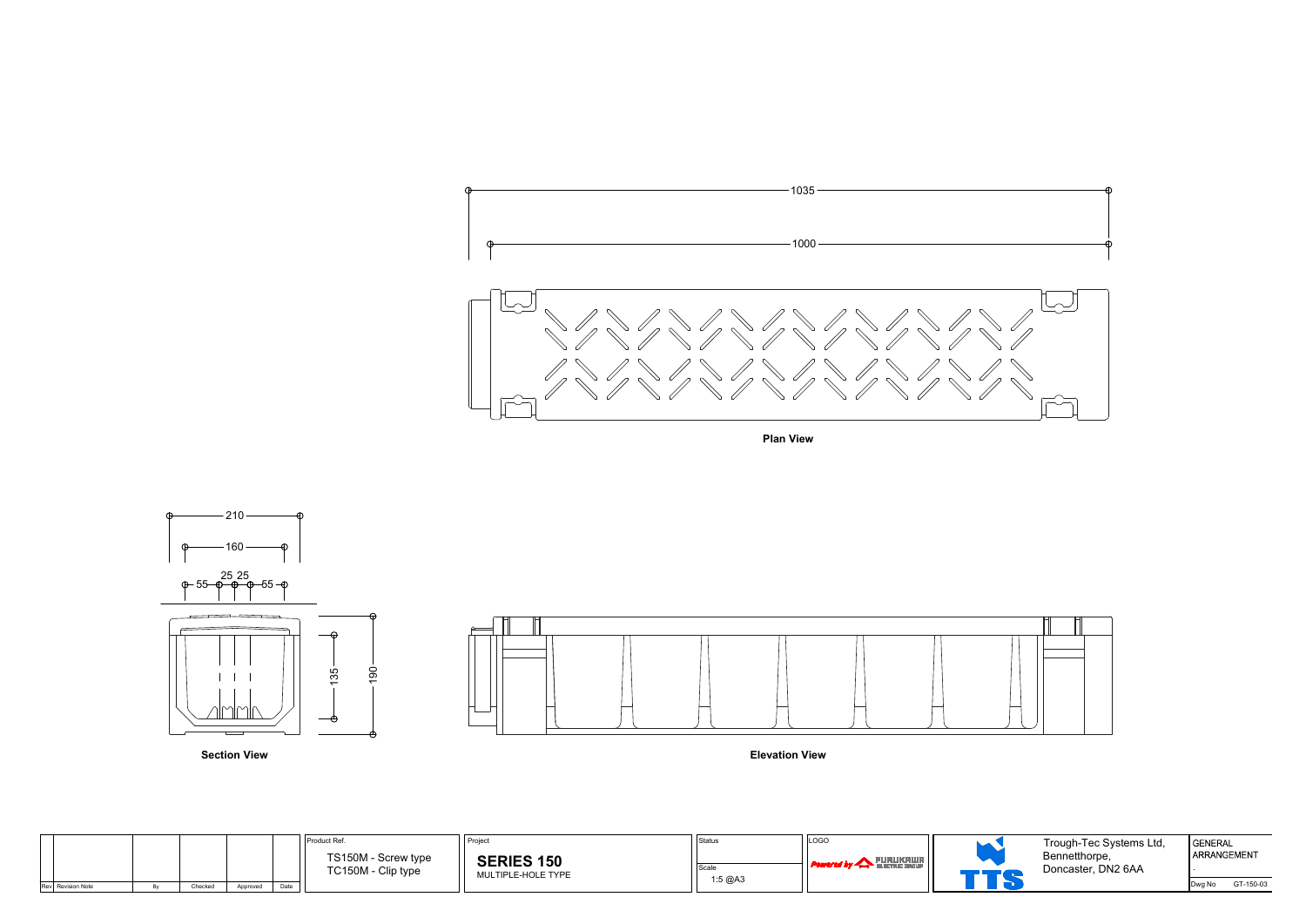1035

1000

**Plan View**

210

160

55 25 25 55

135

190

**Section View**

**Elevation View**

| Rev | Revision Note | By | Checked | Approved | Date |
|---|---|---|---|---|---|
| | | | | | |

| Product Ref. | Project | Status | LOGO | | |
|---|---|---|---|---|---|
| TS150M - Screw type<br>TC150M - Clip type | **SERIES 150**<br>MULTIPLE-HOLE TYPE | Scale<br>1:5 @A3 | Powered by FURUKAWA ELECTRIC GROUP | Trough-Tec Systems Ltd,<br>Bennetthorpe,<br>Doncaster, DN2 6AA | GENERAL ARRANGEMENT<br>Dwg No GT-150-03 |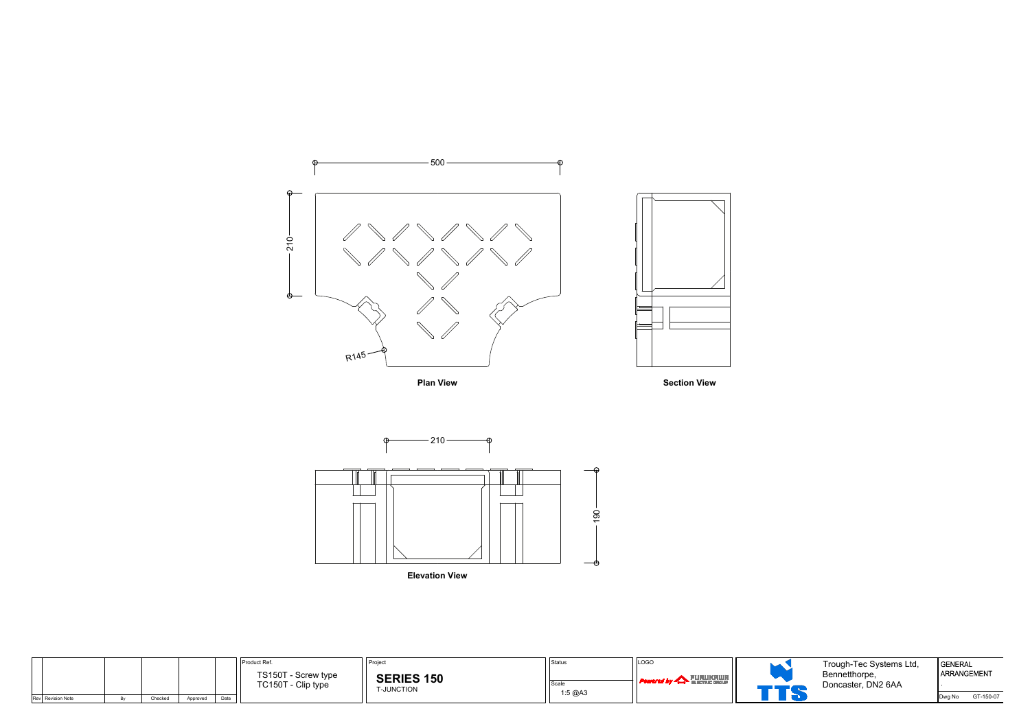500

210

R145

**Plan View**

**Section View**

210

190

**Elevation View**

| Rev | Revision Note | By | Checked | Approved | Date |
|---|---|---|---|---|---|
| | | | | | |

Product Ref.

TS150T - Screw type
TC150T - Clip type

Project

**SERIES 150**
T-JUNCTION

Status

Scale
1:5 @A3

LOGO

Powered by FURUKAWA ELECTRIC GROUP

TTS

Trough-Tec Systems Ltd,
Bennetthorpe,
Doncaster, DN2 6AA

GENERAL ARRANGEMENT

Dwg No GT-150-07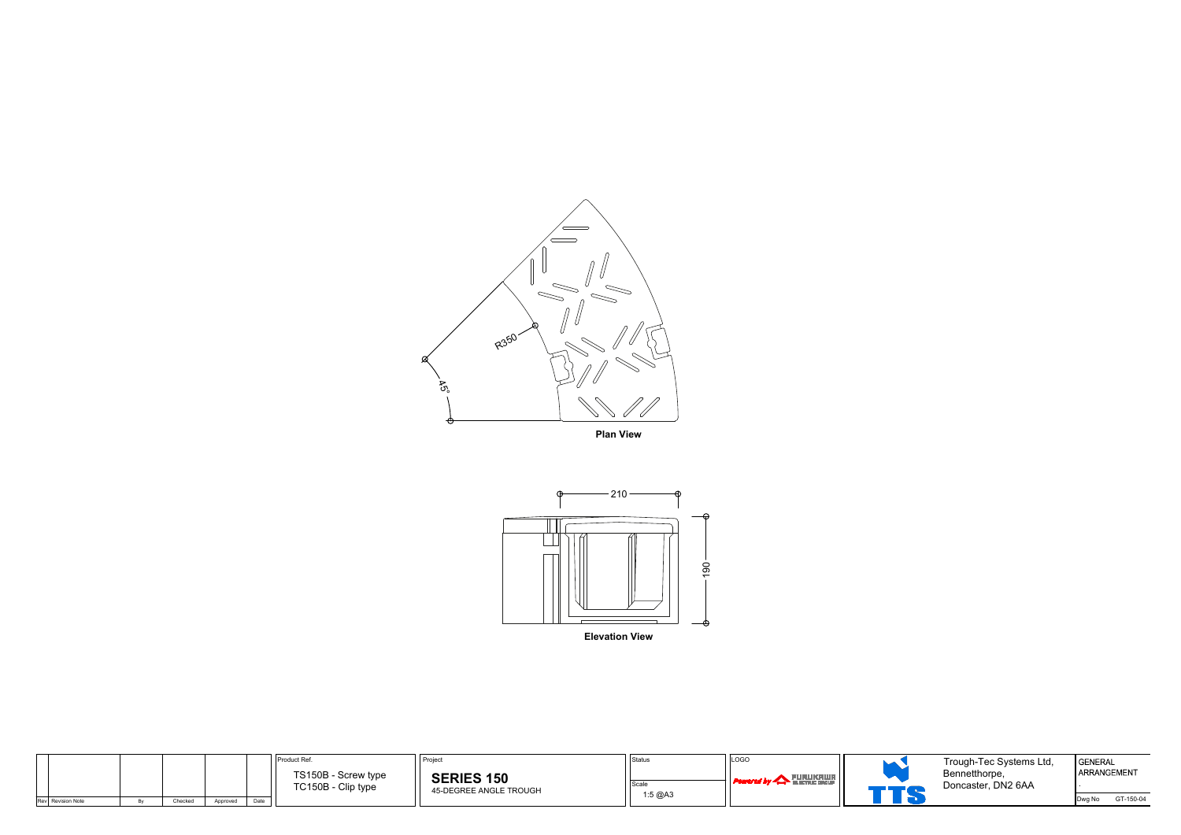R350

45°

**Plan View**

210

190

**Elevation View**

| Rev | Revision Note | By | Checked | Approved | Date |
|---|---|---|---|---|---|
| | | | | | |

Product Ref.
TS150B - Screw type
TC150B - Clip type

Project
**SERIES 150**
45-DEGREE ANGLE TROUGH

Status

Scale
1:5 @A3

LOGO
Powered by FURUKAWA ELECTRIC GROUP

TTS

Trough-Tec Systems Ltd,
Bennetthorpe,
Doncaster, DN2 6AA

GENERAL ARRANGEMENT

Dwg No GT-150-04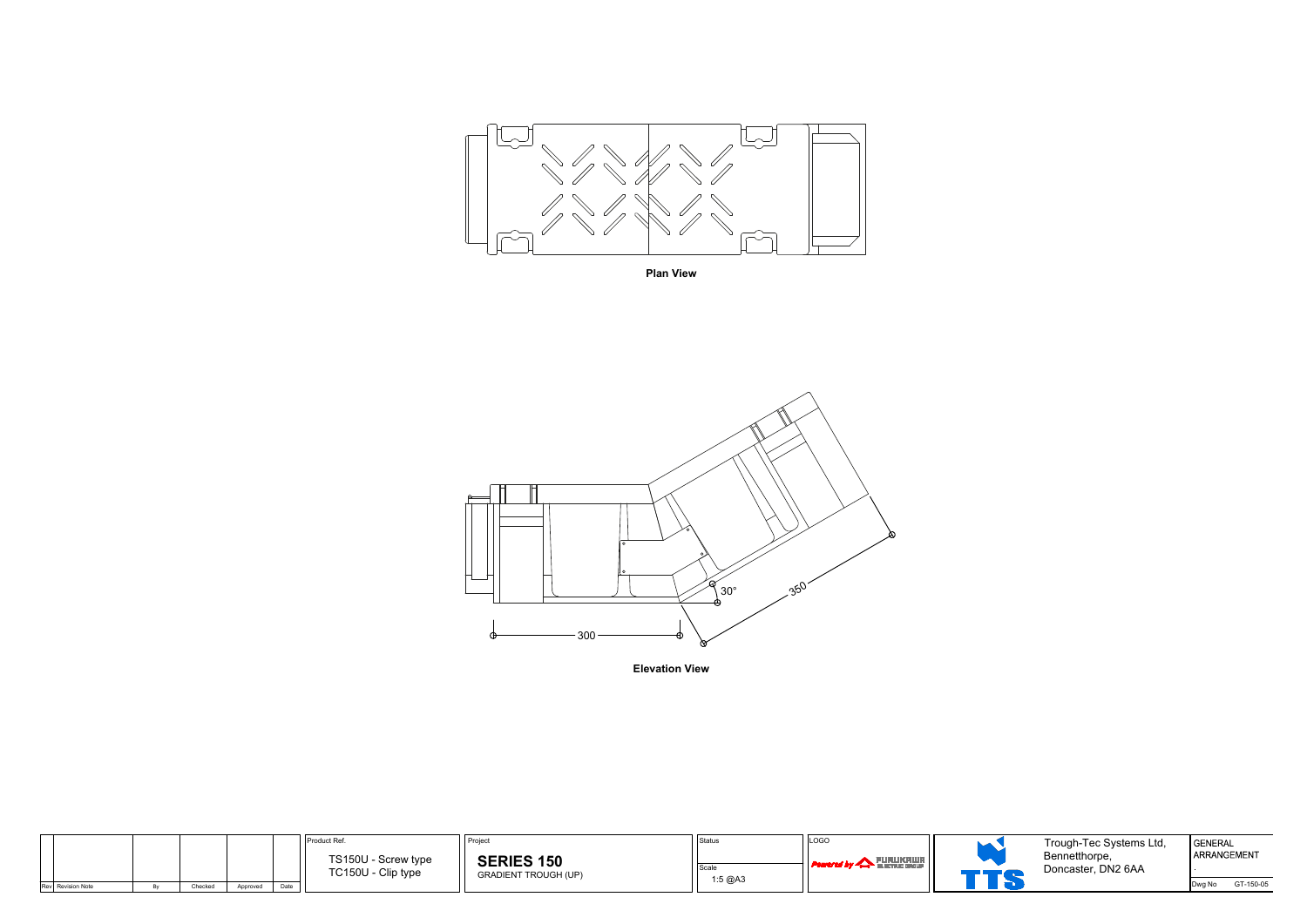Plan View

30°

350

300

Elevation View

| Rev | Revision Note | By | Checked | Approved | Date |
|---|---|---|---|---|---|
| | | | | | |

Product Ref.

TS150U - Screw type
TC150U - Clip type

Project

**SERIES 150**
GRADIENT TROUGH (UP)

Status

Scale
1:5 @A3

LOGO

Powered by FURUKAWA ELECTRIC GROUP

TTS

Trough-Tec Systems Ltd,
Bennetthorpe,
Doncaster, DN2 6AA

GENERAL ARRANGEMENT

Dwg No GT-150-05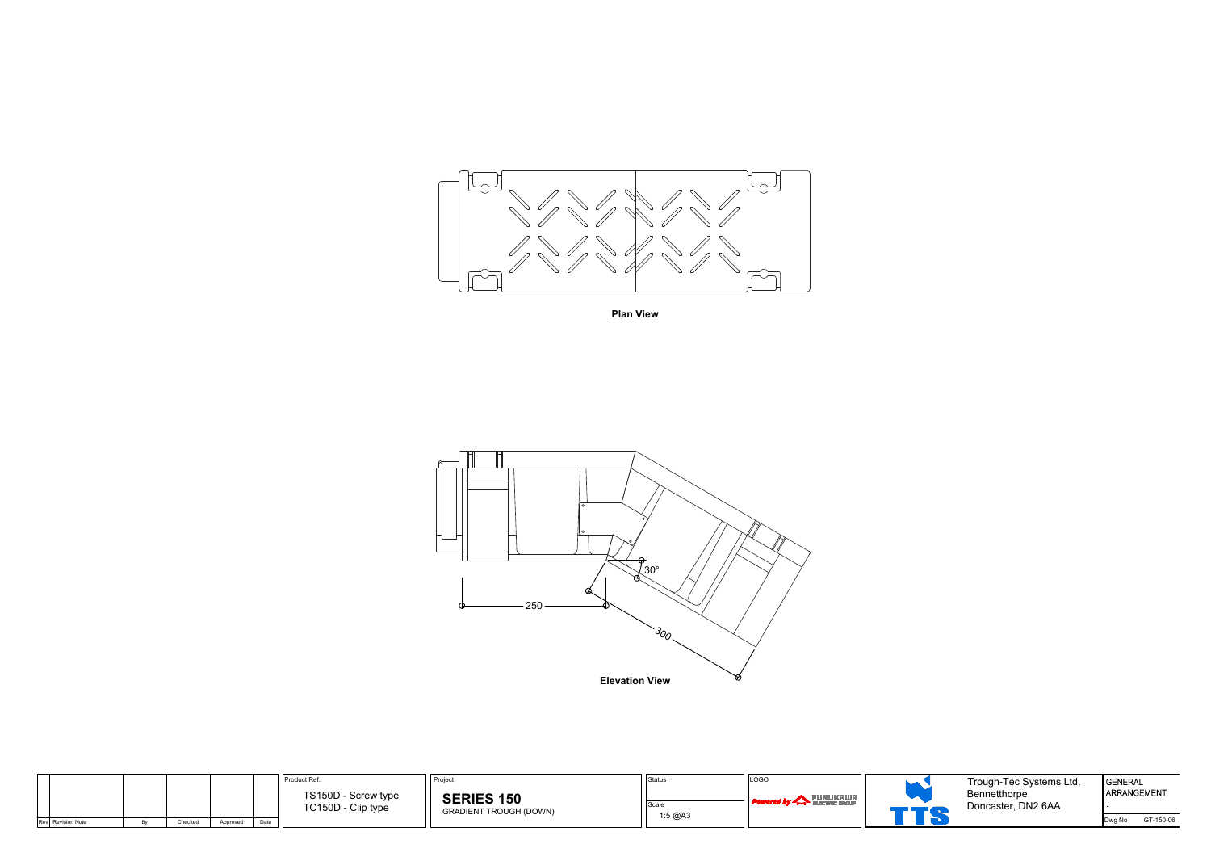Plan View

30°

250

300

Elevation View

| Rev | Revision Note | By | Checked | Approved | Date |
| --- | --- | --- | --- | --- | --- |

Product Ref.

TS150D - Screw type
TC150D - Clip type

Project

**SERIES 150**
GRADIENT TROUGH (DOWN)

Status

Scale
1:5 @A3

LOGO

Powered by FURUKAWA ELECTRIC GROUP

TTS

Trough-Tec Systems Ltd,
Bennetthorpe,
Doncaster, DN2 6AA

GENERAL
ARRANGEMENT

Dwg No GT-150-06